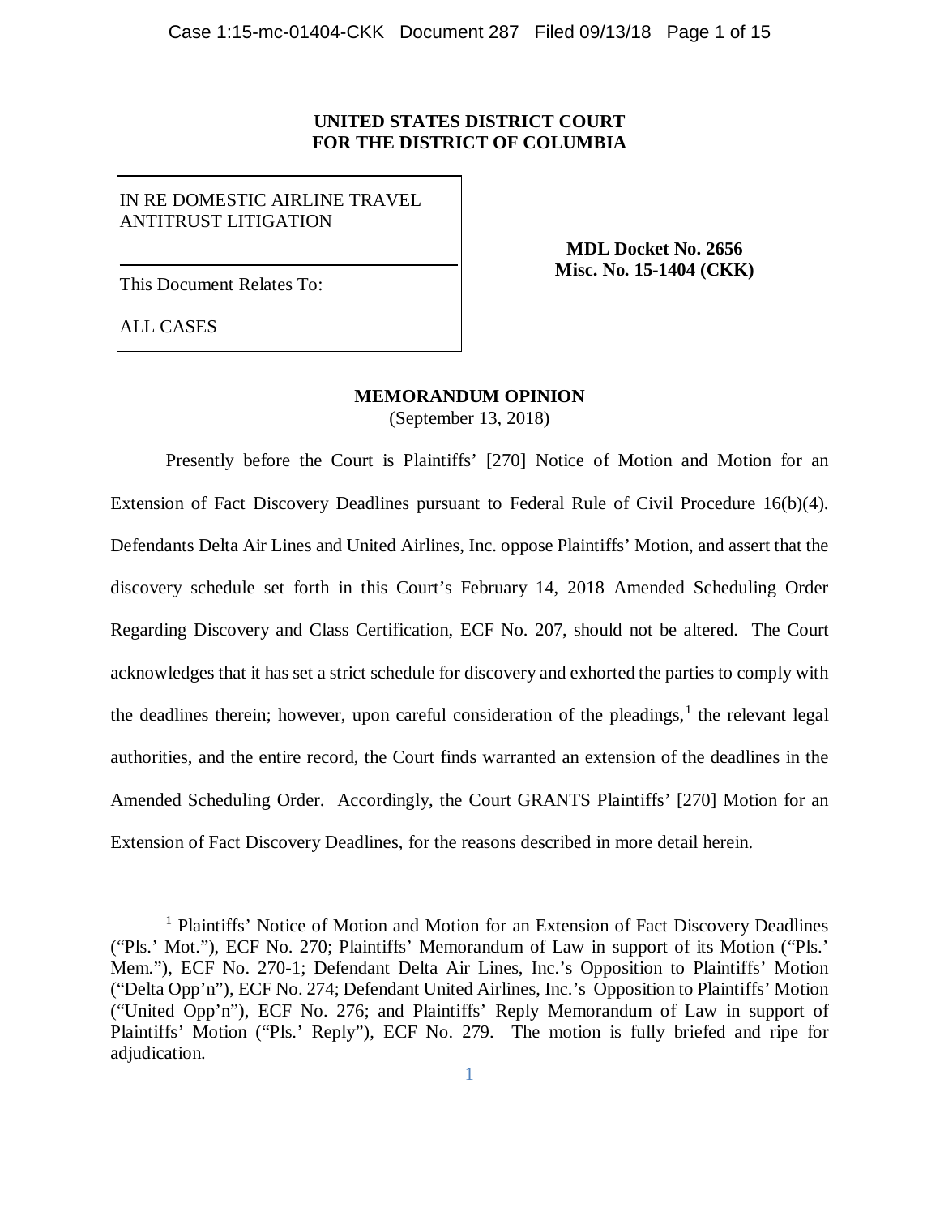**UNITED STATES DISTRICT COURT**
**FOR THE DISTRICT OF COLUMBIA**

| | |
|---|---|
| IN RE DOMESTIC AIRLINE TRAVEL ANTITRUST LITIGATION<br><br>This Document Relates To:<br><br>ALL CASES | **MDL Docket No. 2656**<br>**Misc. No. 15-1404 (CKK)** |

**MEMORANDUM OPINION**
(September 13, 2018)

Presently before the Court is Plaintiffs' [270] Notice of Motion and Motion for an Extension of Fact Discovery Deadlines pursuant to Federal Rule of Civil Procedure 16(b)(4). Defendants Delta Air Lines and United Airlines, Inc. oppose Plaintiffs' Motion, and assert that the discovery schedule set forth in this Court's February 14, 2018 Amended Scheduling Order Regarding Discovery and Class Certification, ECF No. 207, should not be altered. The Court acknowledges that it has set a strict schedule for discovery and exhorted the parties to comply with the deadlines therein; however, upon careful consideration of the pleadings,[1] the relevant legal authorities, and the entire record, the Court finds warranted an extension of the deadlines in the Amended Scheduling Order. Accordingly, the Court GRANTS Plaintiffs' [270] Motion for an Extension of Fact Discovery Deadlines, for the reasons described in more detail herein.

---

[1] Plaintiffs' Notice of Motion and Motion for an Extension of Fact Discovery Deadlines ("Pls.' Mot."), ECF No. 270; Plaintiffs' Memorandum of Law in support of its Motion ("Pls.' Mem."), ECF No. 270-1; Defendant Delta Air Lines, Inc.'s Opposition to Plaintiffs' Motion ("Delta Opp'n"), ECF No. 274; Defendant United Airlines, Inc.'s Opposition to Plaintiffs' Motion ("United Opp'n"), ECF No. 276; and Plaintiffs' Reply Memorandum of Law in support of Plaintiffs' Motion ("Pls.' Reply"), ECF No. 279. The motion is fully briefed and ripe for adjudication.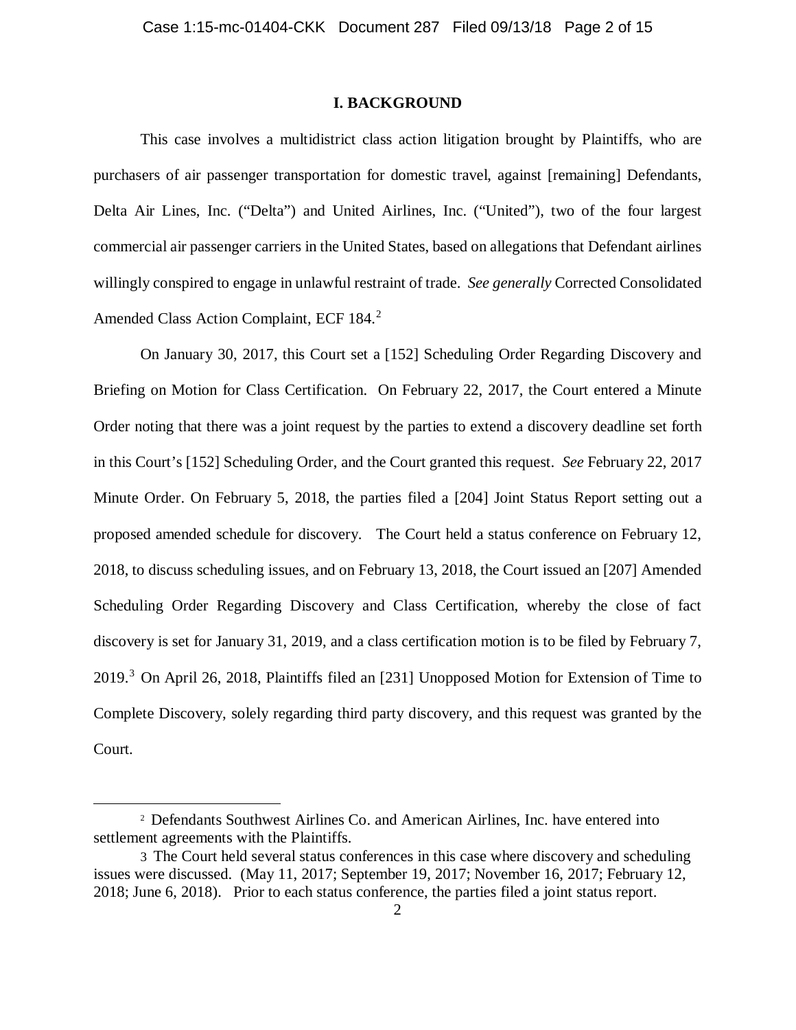## I. BACKGROUND

This case involves a multidistrict class action litigation brought by Plaintiffs, who are purchasers of air passenger transportation for domestic travel, against [remaining] Defendants, Delta Air Lines, Inc. ("Delta") and United Airlines, Inc. ("United"), two of the four largest commercial air passenger carriers in the United States, based on allegations that Defendant airlines willingly conspired to engage in unlawful restraint of trade. *See generally* Corrected Consolidated Amended Class Action Complaint, ECF 184.[2]

On January 30, 2017, this Court set a [152] Scheduling Order Regarding Discovery and Briefing on Motion for Class Certification. On February 22, 2017, the Court entered a Minute Order noting that there was a joint request by the parties to extend a discovery deadline set forth in this Court's [152] Scheduling Order, and the Court granted this request. *See* February 22, 2017 Minute Order. On February 5, 2018, the parties filed a [204] Joint Status Report setting out a proposed amended schedule for discovery. The Court held a status conference on February 12, 2018, to discuss scheduling issues, and on February 13, 2018, the Court issued an [207] Amended Scheduling Order Regarding Discovery and Class Certification, whereby the close of fact discovery is set for January 31, 2019, and a class certification motion is to be filed by February 7, 2019.[3] On April 26, 2018, Plaintiffs filed an [231] Unopposed Motion for Extension of Time to Complete Discovery, solely regarding third party discovery, and this request was granted by the Court.

---

[2] Defendants Southwest Airlines Co. and American Airlines, Inc. have entered into settlement agreements with the Plaintiffs.

[3] The Court held several status conferences in this case where discovery and scheduling issues were discussed. (May 11, 2017; September 19, 2017; November 16, 2017; February 12, 2018; June 6, 2018). Prior to each status conference, the parties filed a joint status report.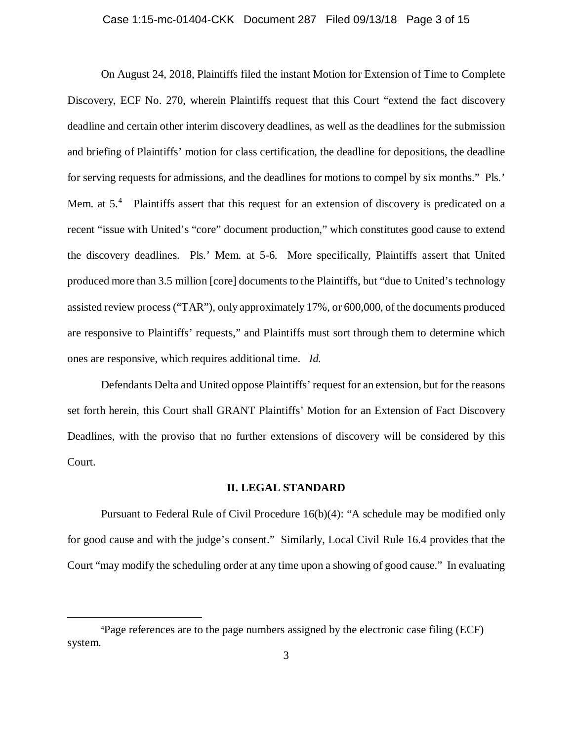On August 24, 2018, Plaintiffs filed the instant Motion for Extension of Time to Complete Discovery, ECF No. 270, wherein Plaintiffs request that this Court "extend the fact discovery deadline and certain other interim discovery deadlines, as well as the deadlines for the submission and briefing of Plaintiffs' motion for class certification, the deadline for depositions, the deadline for serving requests for admissions, and the deadlines for motions to compel by six months." Pls.' Mem. at 5.[4] Plaintiffs assert that this request for an extension of discovery is predicated on a recent "issue with United's "core" document production," which constitutes good cause to extend the discovery deadlines. Pls.' Mem. at 5-6. More specifically, Plaintiffs assert that United produced more than 3.5 million [core] documents to the Plaintiffs, but "due to United's technology assisted review process ("TAR"), only approximately 17%, or 600,000, of the documents produced are responsive to Plaintiffs' requests," and Plaintiffs must sort through them to determine which ones are responsive, which requires additional time. *Id.*

Defendants Delta and United oppose Plaintiffs' request for an extension, but for the reasons set forth herein, this Court shall GRANT Plaintiffs' Motion for an Extension of Fact Discovery Deadlines, with the proviso that no further extensions of discovery will be considered by this Court.

## II. LEGAL STANDARD

Pursuant to Federal Rule of Civil Procedure 16(b)(4): "A schedule may be modified only for good cause and with the judge's consent." Similarly, Local Civil Rule 16.4 provides that the Court "may modify the scheduling order at any time upon a showing of good cause." In evaluating

[4] Page references are to the page numbers assigned by the electronic case filing (ECF) system.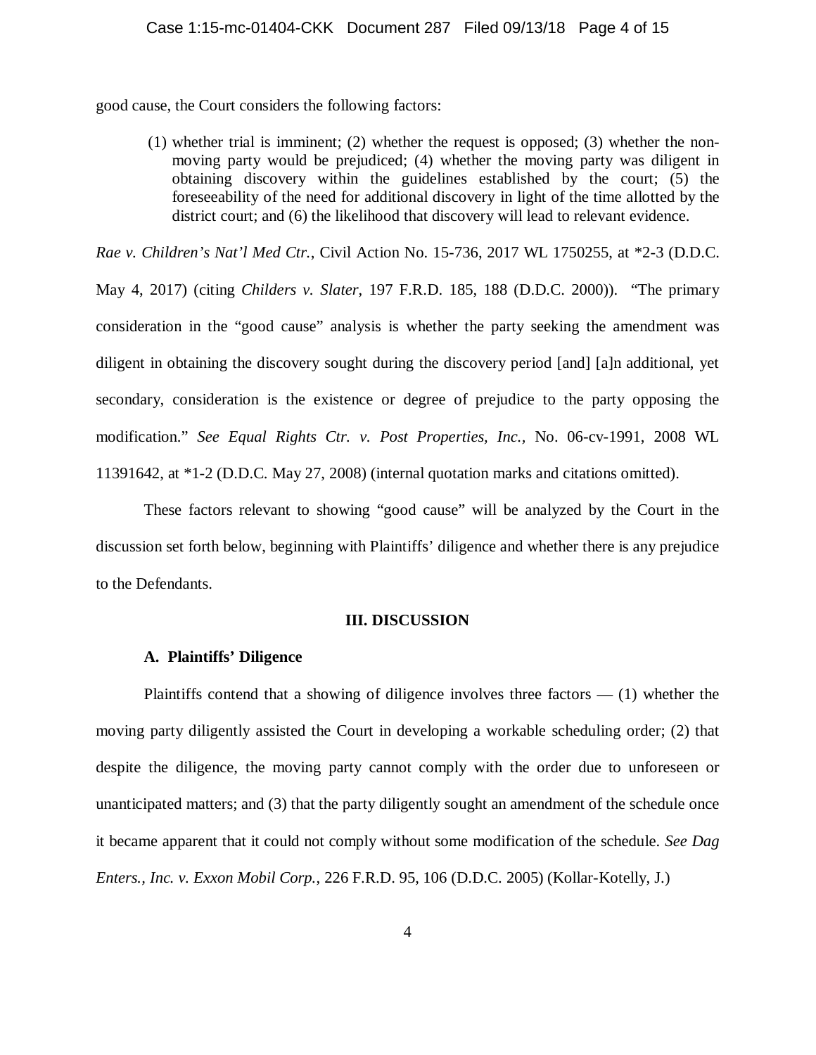good cause, the Court considers the following factors:

> (1) whether trial is imminent; (2) whether the request is opposed; (3) whether the non-moving party would be prejudiced; (4) whether the moving party was diligent in obtaining discovery within the guidelines established by the court; (5) the foreseeability of the need for additional discovery in light of the time allotted by the district court; and (6) the likelihood that discovery will lead to relevant evidence.

*Rae v. Children's Nat'l Med Ctr.*, Civil Action No. 15-736, 2017 WL 1750255, at *2-3 (D.D.C. May 4, 2017) (citing *Childers v. Slater*, 197 F.R.D. 185, 188 (D.D.C. 2000)). "The primary consideration in the "good cause" analysis is whether the party seeking the amendment was diligent in obtaining the discovery sought during the discovery period [and] [a]n additional, yet secondary, consideration is the existence or degree of prejudice to the party opposing the modification." *See Equal Rights Ctr. v. Post Properties, Inc.*, No. 06-cv-1991, 2008 WL 11391642, at *1-2 (D.D.C. May 27, 2008) (internal quotation marks and citations omitted).

These factors relevant to showing "good cause" will be analyzed by the Court in the discussion set forth below, beginning with Plaintiffs' diligence and whether there is any prejudice to the Defendants.

## III. DISCUSSION

### A. Plaintiffs' Diligence

Plaintiffs contend that a showing of diligence involves three factors — (1) whether the moving party diligently assisted the Court in developing a workable scheduling order; (2) that despite the diligence, the moving party cannot comply with the order due to unforeseen or unanticipated matters; and (3) that the party diligently sought an amendment of the schedule once it became apparent that it could not comply without some modification of the schedule. *See Dag Enters., Inc. v. Exxon Mobil Corp.*, 226 F.R.D. 95, 106 (D.D.C. 2005) (Kollar-Kotelly, J.)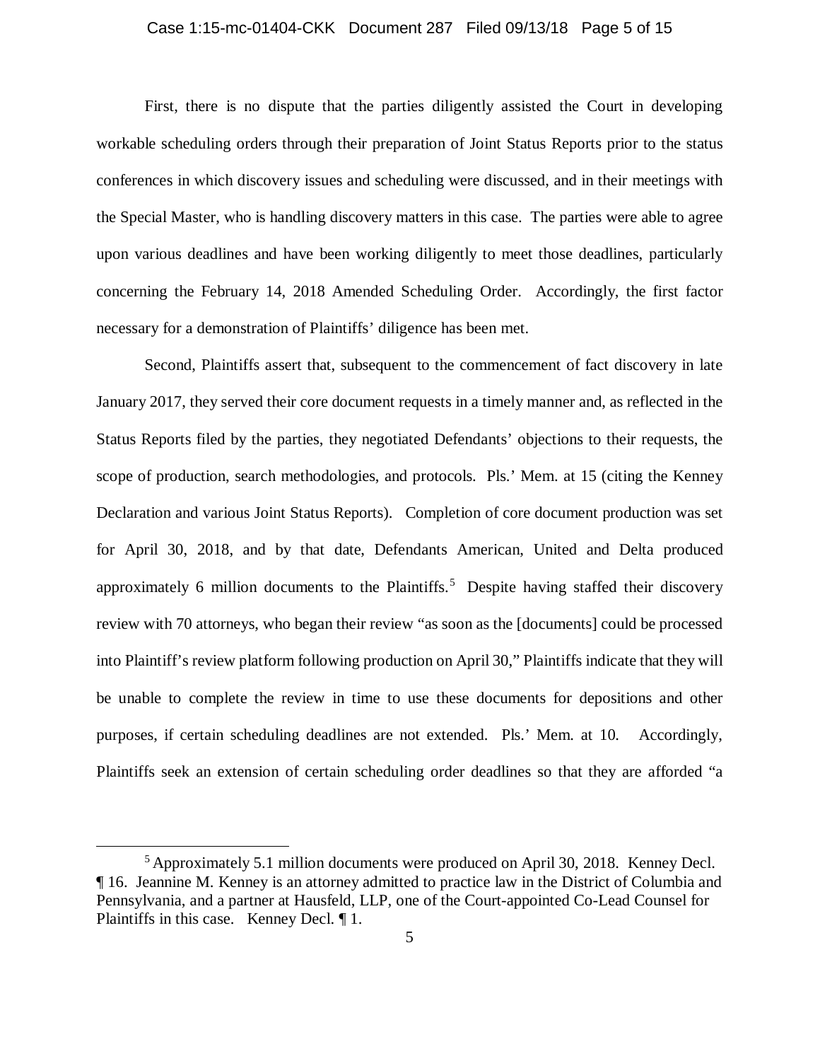First, there is no dispute that the parties diligently assisted the Court in developing workable scheduling orders through their preparation of Joint Status Reports prior to the status conferences in which discovery issues and scheduling were discussed, and in their meetings with the Special Master, who is handling discovery matters in this case. The parties were able to agree upon various deadlines and have been working diligently to meet those deadlines, particularly concerning the February 14, 2018 Amended Scheduling Order. Accordingly, the first factor necessary for a demonstration of Plaintiffs' diligence has been met.

Second, Plaintiffs assert that, subsequent to the commencement of fact discovery in late January 2017, they served their core document requests in a timely manner and, as reflected in the Status Reports filed by the parties, they negotiated Defendants' objections to their requests, the scope of production, search methodologies, and protocols. Pls.' Mem. at 15 (citing the Kenney Declaration and various Joint Status Reports). Completion of core document production was set for April 30, 2018, and by that date, Defendants American, United and Delta produced approximately 6 million documents to the Plaintiffs.[5] Despite having staffed their discovery review with 70 attorneys, who began their review "as soon as the [documents] could be processed into Plaintiff's review platform following production on April 30," Plaintiffs indicate that they will be unable to complete the review in time to use these documents for depositions and other purposes, if certain scheduling deadlines are not extended. Pls.' Mem. at 10. Accordingly, Plaintiffs seek an extension of certain scheduling order deadlines so that they are afforded "a

[5] Approximately 5.1 million documents were produced on April 30, 2018. Kenney Decl. ¶ 16. Jeannine M. Kenney is an attorney admitted to practice law in the District of Columbia and Pennsylvania, and a partner at Hausfeld, LLP, one of the Court-appointed Co-Lead Counsel for Plaintiffs in this case. Kenney Decl. ¶ 1.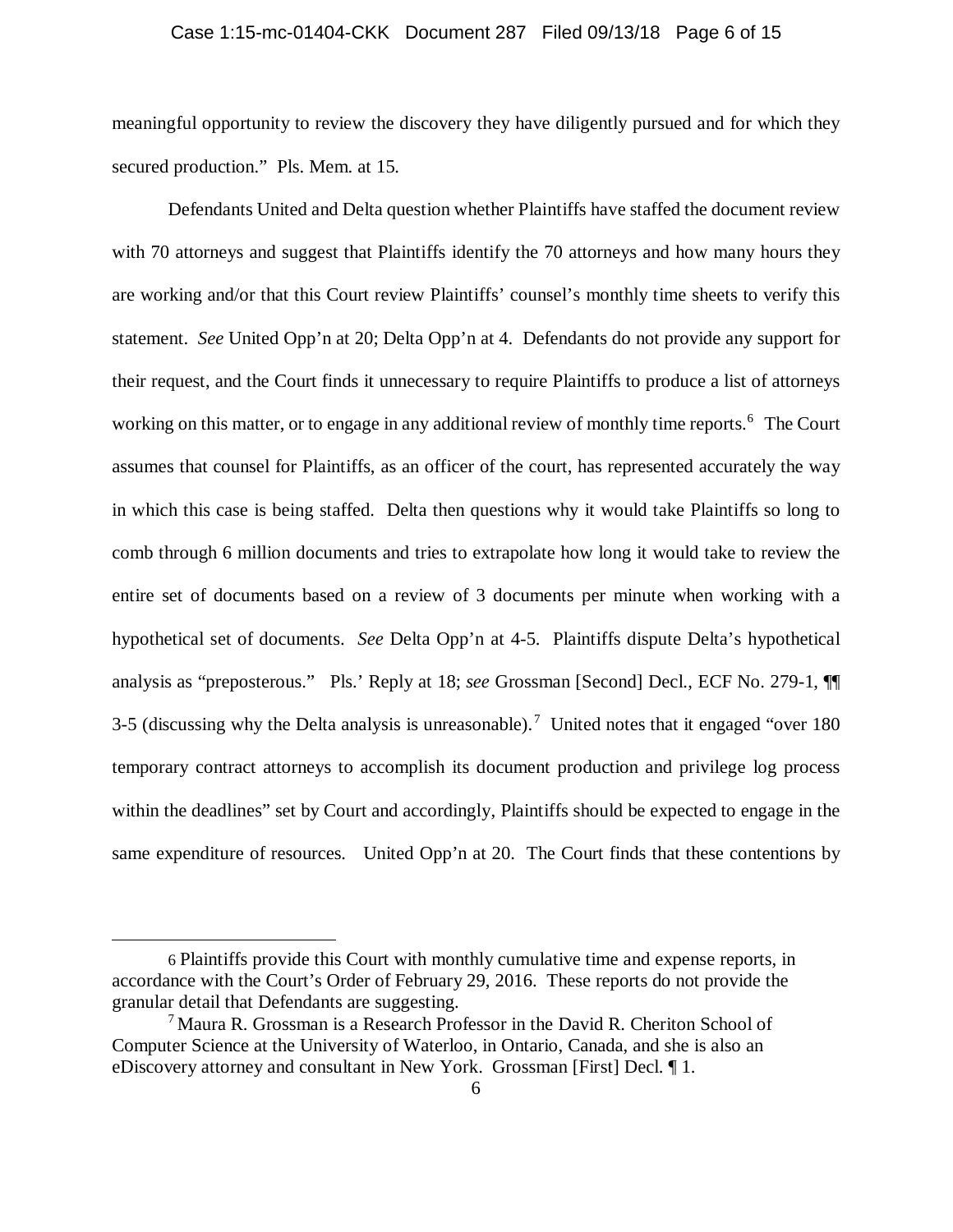meaningful opportunity to review the discovery they have diligently pursued and for which they secured production." Pls. Mem. at 15.

Defendants United and Delta question whether Plaintiffs have staffed the document review with 70 attorneys and suggest that Plaintiffs identify the 70 attorneys and how many hours they are working and/or that this Court review Plaintiffs' counsel's monthly time sheets to verify this statement. *See* United Opp'n at 20; Delta Opp'n at 4. Defendants do not provide any support for their request, and the Court finds it unnecessary to require Plaintiffs to produce a list of attorneys working on this matter, or to engage in any additional review of monthly time reports.[6] The Court assumes that counsel for Plaintiffs, as an officer of the court, has represented accurately the way in which this case is being staffed. Delta then questions why it would take Plaintiffs so long to comb through 6 million documents and tries to extrapolate how long it would take to review the entire set of documents based on a review of 3 documents per minute when working with a hypothetical set of documents. *See* Delta Opp'n at 4-5. Plaintiffs dispute Delta's hypothetical analysis as "preposterous." Pls.' Reply at 18; *see* Grossman [Second] Decl., ECF No. 279-1, ¶¶ 3-5 (discussing why the Delta analysis is unreasonable).[7] United notes that it engaged "over 180 temporary contract attorneys to accomplish its document production and privilege log process within the deadlines" set by Court and accordingly, Plaintiffs should be expected to engage in the same expenditure of resources. United Opp'n at 20. The Court finds that these contentions by

---

[6] Plaintiffs provide this Court with monthly cumulative time and expense reports, in accordance with the Court's Order of February 29, 2016. These reports do not provide the granular detail that Defendants are suggesting.

[7] Maura R. Grossman is a Research Professor in the David R. Cheriton School of Computer Science at the University of Waterloo, in Ontario, Canada, and she is also an eDiscovery attorney and consultant in New York. Grossman [First] Decl. ¶ 1.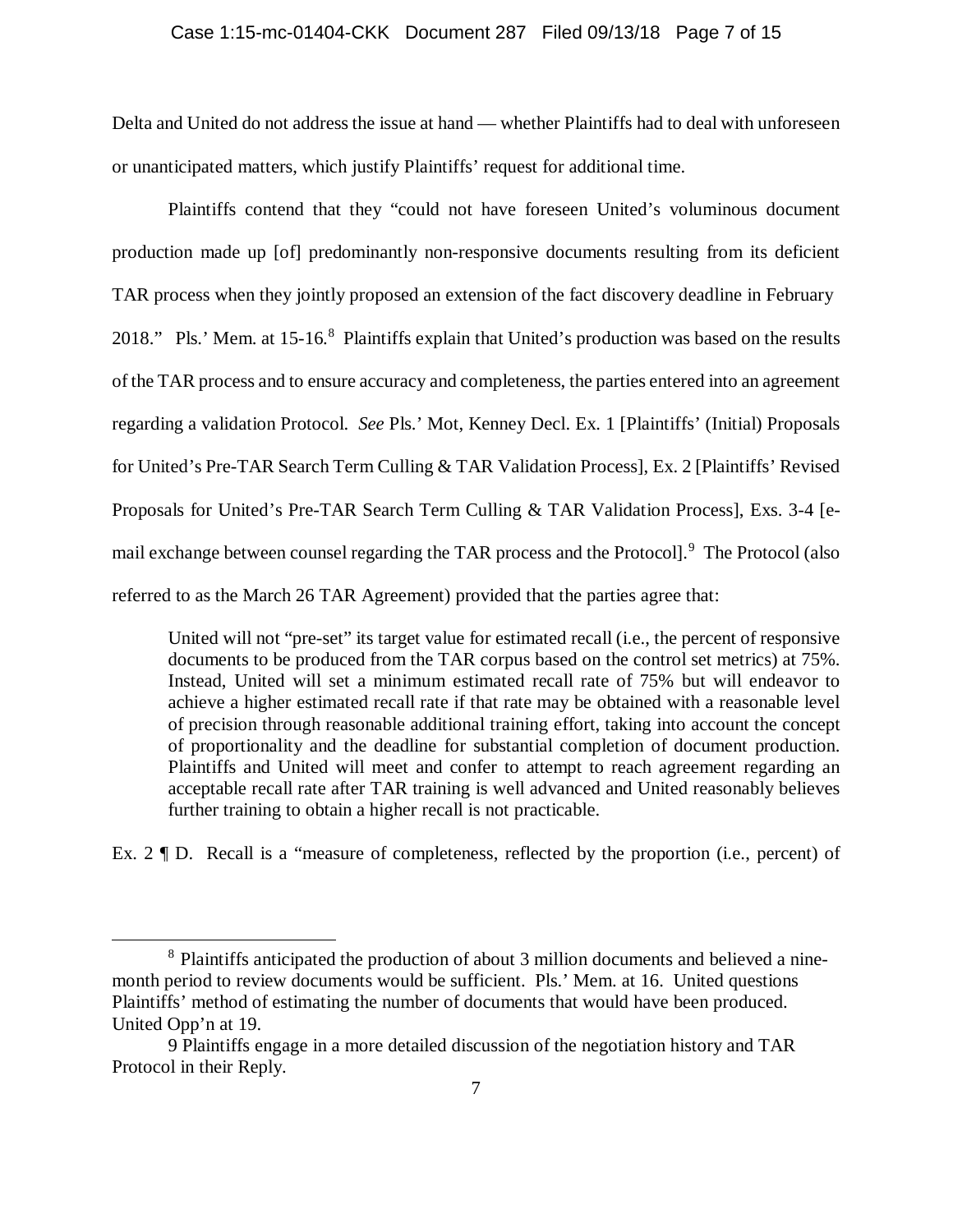Delta and United do not address the issue at hand — whether Plaintiffs had to deal with unforeseen or unanticipated matters, which justify Plaintiffs' request for additional time.

Plaintiffs contend that they "could not have foreseen United's voluminous document production made up [of] predominantly non-responsive documents resulting from its deficient TAR process when they jointly proposed an extension of the fact discovery deadline in February 2018." Pls.' Mem. at 15-16.[8] Plaintiffs explain that United's production was based on the results of the TAR process and to ensure accuracy and completeness, the parties entered into an agreement regarding a validation Protocol. *See* Pls.' Mot, Kenney Decl. Ex. 1 [Plaintiffs' (Initial) Proposals for United's Pre-TAR Search Term Culling & TAR Validation Process], Ex. 2 [Plaintiffs' Revised Proposals for United's Pre-TAR Search Term Culling & TAR Validation Process], Exs. 3-4 [e-mail exchange between counsel regarding the TAR process and the Protocol].[9] The Protocol (also referred to as the March 26 TAR Agreement) provided that the parties agree that:

> United will not "pre-set" its target value for estimated recall (i.e., the percent of responsive documents to be produced from the TAR corpus based on the control set metrics) at 75%. Instead, United will set a minimum estimated recall rate of 75% but will endeavor to achieve a higher estimated recall rate if that rate may be obtained with a reasonable level of precision through reasonable additional training effort, taking into account the concept of proportionality and the deadline for substantial completion of document production. Plaintiffs and United will meet and confer to attempt to reach agreement regarding an acceptable recall rate after TAR training is well advanced and United reasonably believes further training to obtain a higher recall is not practicable.

Ex. 2 ¶ D. Recall is a "measure of completeness, reflected by the proportion (i.e., percent) of

---

[8] Plaintiffs anticipated the production of about 3 million documents and believed a nine-month period to review documents would be sufficient. Pls.' Mem. at 16. United questions Plaintiffs' method of estimating the number of documents that would have been produced. United Opp'n at 19.

[9] Plaintiffs engage in a more detailed discussion of the negotiation history and TAR Protocol in their Reply.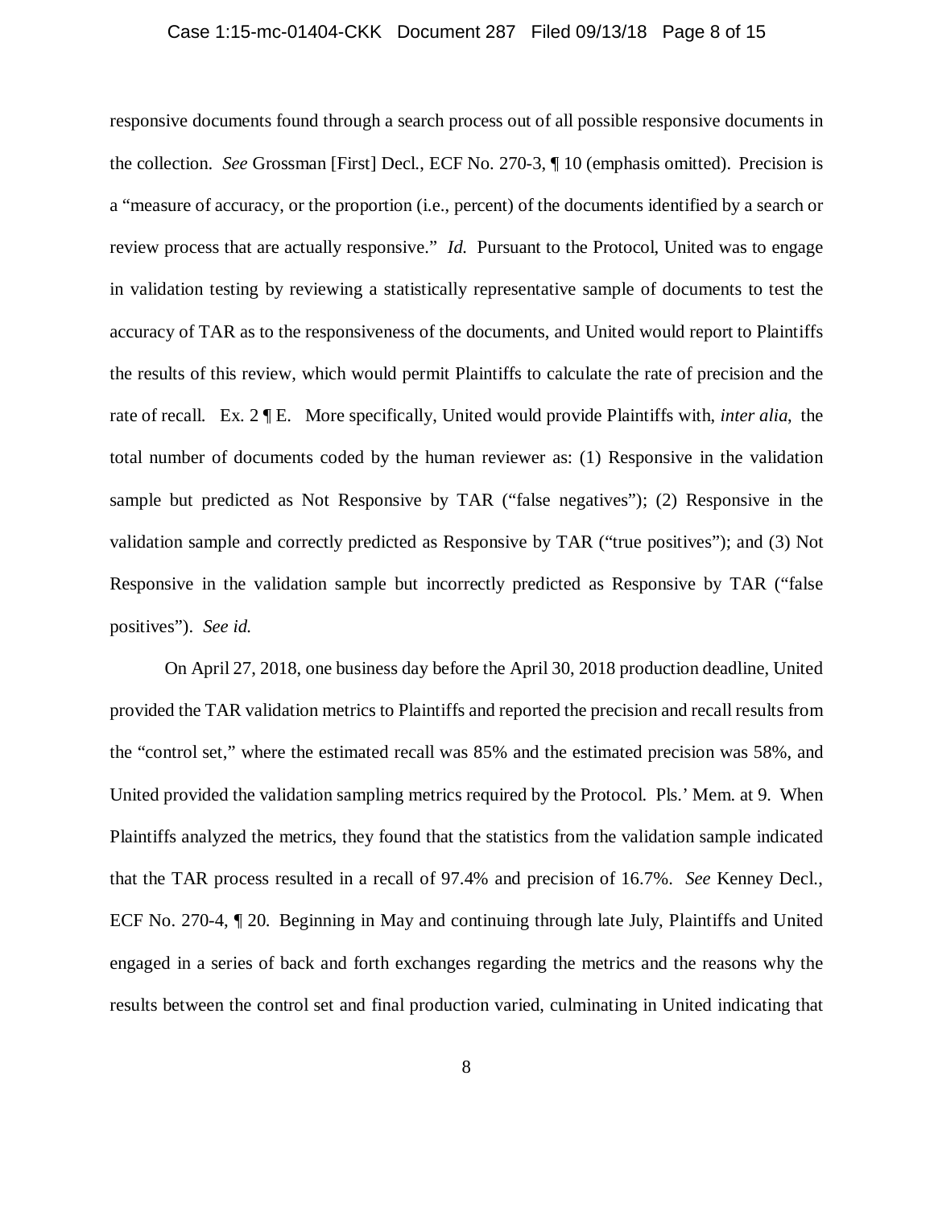responsive documents found through a search process out of all possible responsive documents in the collection. *See* Grossman [First] Decl., ECF No. 270-3, ¶ 10 (emphasis omitted). Precision is a "measure of accuracy, or the proportion (i.e., percent) of the documents identified by a search or review process that are actually responsive." *Id.* Pursuant to the Protocol, United was to engage in validation testing by reviewing a statistically representative sample of documents to test the accuracy of TAR as to the responsiveness of the documents, and United would report to Plaintiffs the results of this review, which would permit Plaintiffs to calculate the rate of precision and the rate of recall. Ex. 2 ¶ E. More specifically, United would provide Plaintiffs with, *inter alia*, the total number of documents coded by the human reviewer as: (1) Responsive in the validation sample but predicted as Not Responsive by TAR ("false negatives"); (2) Responsive in the validation sample and correctly predicted as Responsive by TAR ("true positives"); and (3) Not Responsive in the validation sample but incorrectly predicted as Responsive by TAR ("false positives"). *See id.*

On April 27, 2018, one business day before the April 30, 2018 production deadline, United provided the TAR validation metrics to Plaintiffs and reported the precision and recall results from the "control set," where the estimated recall was 85% and the estimated precision was 58%, and United provided the validation sampling metrics required by the Protocol. Pls.' Mem. at 9. When Plaintiffs analyzed the metrics, they found that the statistics from the validation sample indicated that the TAR process resulted in a recall of 97.4% and precision of 16.7%. *See* Kenney Decl., ECF No. 270-4, ¶ 20. Beginning in May and continuing through late July, Plaintiffs and United engaged in a series of back and forth exchanges regarding the metrics and the reasons why the results between the control set and final production varied, culminating in United indicating that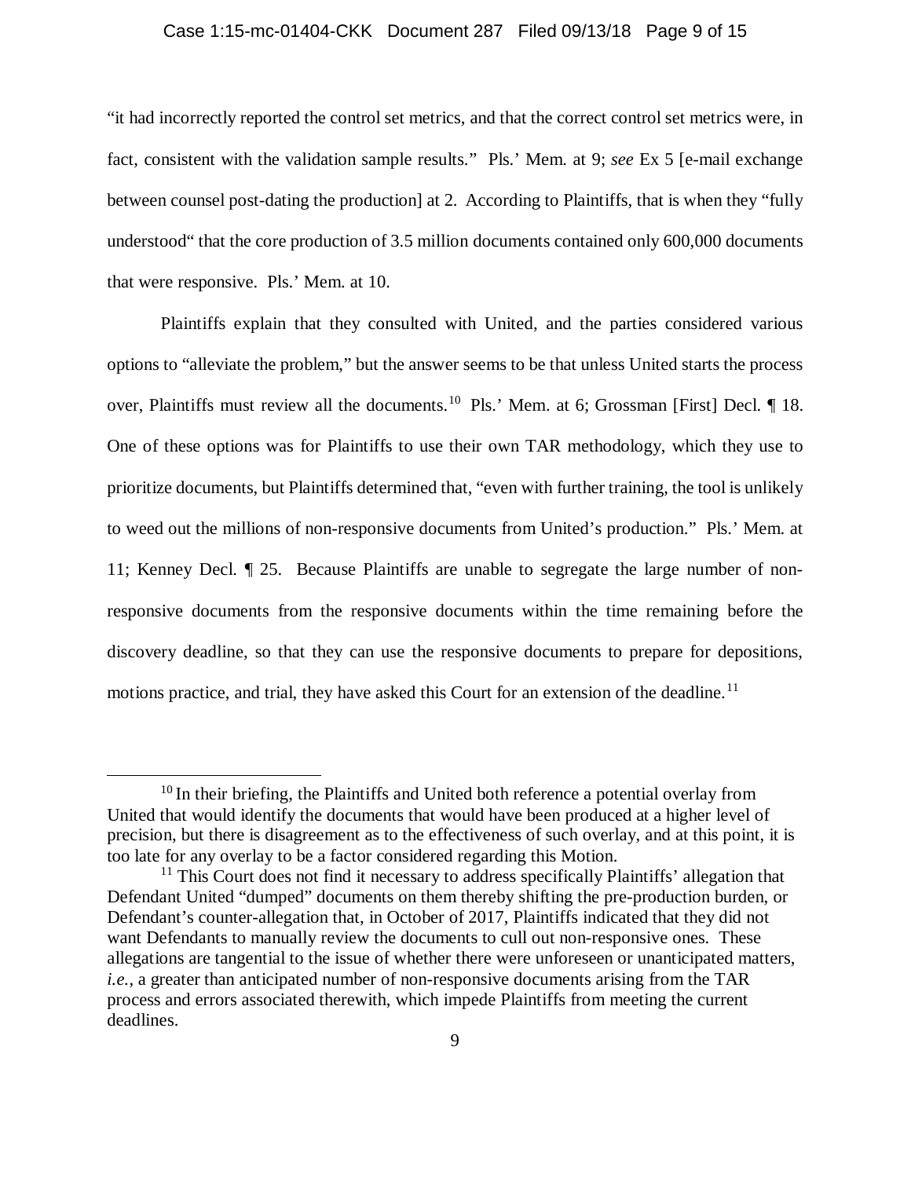"it had incorrectly reported the control set metrics, and that the correct control set metrics were, in fact, consistent with the validation sample results." Pls.' Mem. at 9; *see* Ex 5 [e-mail exchange between counsel post-dating the production] at 2. According to Plaintiffs, that is when they "fully understood" that the core production of 3.5 million documents contained only 600,000 documents that were responsive. Pls.' Mem. at 10.

Plaintiffs explain that they consulted with United, and the parties considered various options to "alleviate the problem," but the answer seems to be that unless United starts the process over, Plaintiffs must review all the documents.[10] Pls.' Mem. at 6; Grossman [First] Decl. ¶ 18. One of these options was for Plaintiffs to use their own TAR methodology, which they use to prioritize documents, but Plaintiffs determined that, "even with further training, the tool is unlikely to weed out the millions of non-responsive documents from United's production." Pls.' Mem. at 11; Kenney Decl. ¶ 25. Because Plaintiffs are unable to segregate the large number of non-responsive documents from the responsive documents within the time remaining before the discovery deadline, so that they can use the responsive documents to prepare for depositions, motions practice, and trial, they have asked this Court for an extension of the deadline.[11]

---

[10] In their briefing, the Plaintiffs and United both reference a potential overlay from United that would identify the documents that would have been produced at a higher level of precision, but there is disagreement as to the effectiveness of such overlay, and at this point, it is too late for any overlay to be a factor considered regarding this Motion.

[11] This Court does not find it necessary to address specifically Plaintiffs' allegation that Defendant United "dumped" documents on them thereby shifting the pre-production burden, or Defendant's counter-allegation that, in October of 2017, Plaintiffs indicated that they did not want Defendants to manually review the documents to cull out non-responsive ones. These allegations are tangential to the issue of whether there were unforeseen or unanticipated matters, *i.e.*, a greater than anticipated number of non-responsive documents arising from the TAR process and errors associated therewith, which impede Plaintiffs from meeting the current deadlines.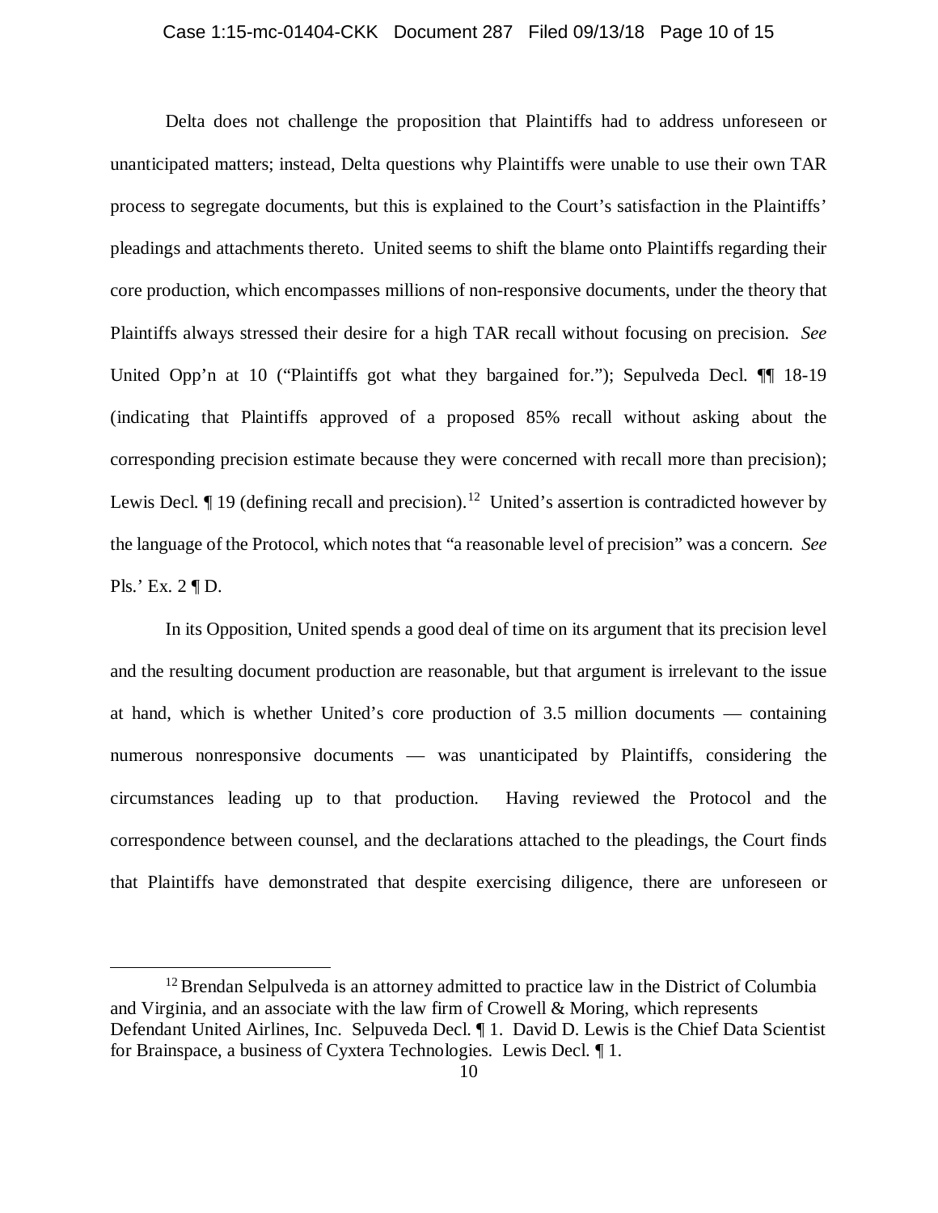Delta does not challenge the proposition that Plaintiffs had to address unforeseen or unanticipated matters; instead, Delta questions why Plaintiffs were unable to use their own TAR process to segregate documents, but this is explained to the Court's satisfaction in the Plaintiffs' pleadings and attachments thereto. United seems to shift the blame onto Plaintiffs regarding their core production, which encompasses millions of non-responsive documents, under the theory that Plaintiffs always stressed their desire for a high TAR recall without focusing on precision. *See* United Opp'n at 10 ("Plaintiffs got what they bargained for."); Sepulveda Decl. ¶¶ 18-19 (indicating that Plaintiffs approved of a proposed 85% recall without asking about the corresponding precision estimate because they were concerned with recall more than precision); Lewis Decl. ¶ 19 (defining recall and precision).[12] United's assertion is contradicted however by the language of the Protocol, which notes that "a reasonable level of precision" was a concern. *See* Pls.' Ex. 2 ¶ D.

In its Opposition, United spends a good deal of time on its argument that its precision level and the resulting document production are reasonable, but that argument is irrelevant to the issue at hand, which is whether United's core production of 3.5 million documents — containing numerous nonresponsive documents — was unanticipated by Plaintiffs, considering the circumstances leading up to that production. Having reviewed the Protocol and the correspondence between counsel, and the declarations attached to the pleadings, the Court finds that Plaintiffs have demonstrated that despite exercising diligence, there are unforeseen or

---

[12] Brendan Selpulveda is an attorney admitted to practice law in the District of Columbia and Virginia, and an associate with the law firm of Crowell & Moring, which represents Defendant United Airlines, Inc. Selpuveda Decl. ¶ 1. David D. Lewis is the Chief Data Scientist for Brainspace, a business of Cyxtera Technologies. Lewis Decl. ¶ 1.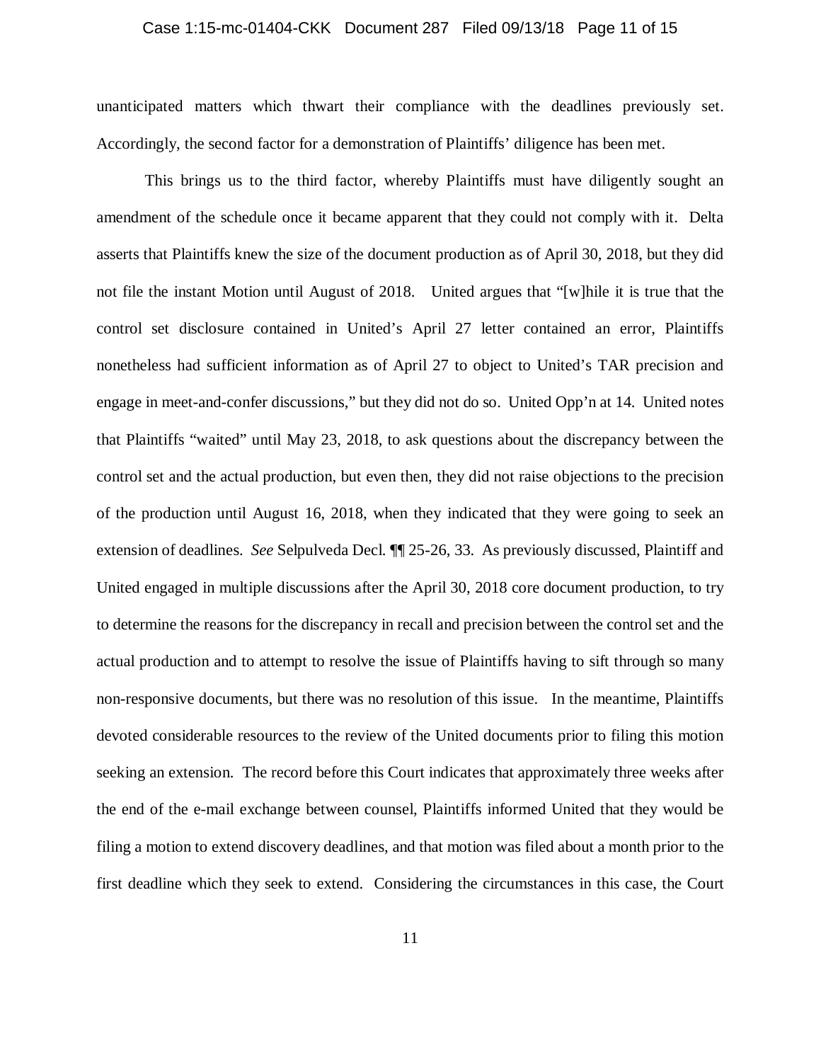unanticipated matters which thwart their compliance with the deadlines previously set. Accordingly, the second factor for a demonstration of Plaintiffs' diligence has been met.

This brings us to the third factor, whereby Plaintiffs must have diligently sought an amendment of the schedule once it became apparent that they could not comply with it. Delta asserts that Plaintiffs knew the size of the document production as of April 30, 2018, but they did not file the instant Motion until August of 2018. United argues that "[w]hile it is true that the control set disclosure contained in United's April 27 letter contained an error, Plaintiffs nonetheless had sufficient information as of April 27 to object to United's TAR precision and engage in meet-and-confer discussions," but they did not do so. United Opp'n at 14. United notes that Plaintiffs "waited" until May 23, 2018, to ask questions about the discrepancy between the control set and the actual production, but even then, they did not raise objections to the precision of the production until August 16, 2018, when they indicated that they were going to seek an extension of deadlines. *See* Selpulveda Decl. ¶¶ 25-26, 33. As previously discussed, Plaintiff and United engaged in multiple discussions after the April 30, 2018 core document production, to try to determine the reasons for the discrepancy in recall and precision between the control set and the actual production and to attempt to resolve the issue of Plaintiffs having to sift through so many non-responsive documents, but there was no resolution of this issue. In the meantime, Plaintiffs devoted considerable resources to the review of the United documents prior to filing this motion seeking an extension. The record before this Court indicates that approximately three weeks after the end of the e-mail exchange between counsel, Plaintiffs informed United that they would be filing a motion to extend discovery deadlines, and that motion was filed about a month prior to the first deadline which they seek to extend. Considering the circumstances in this case, the Court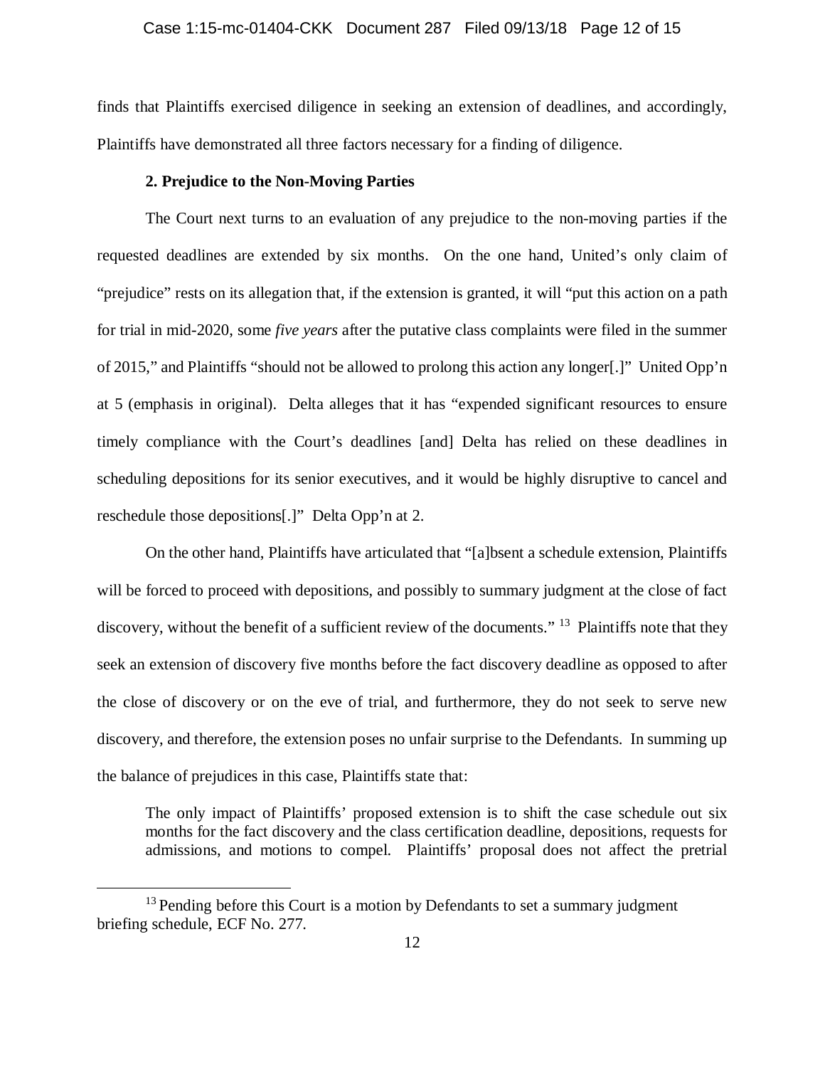finds that Plaintiffs exercised diligence in seeking an extension of deadlines, and accordingly, Plaintiffs have demonstrated all three factors necessary for a finding of diligence.

**2. Prejudice to the Non-Moving Parties**

The Court next turns to an evaluation of any prejudice to the non-moving parties if the requested deadlines are extended by six months. On the one hand, United's only claim of "prejudice" rests on its allegation that, if the extension is granted, it will "put this action on a path for trial in mid-2020, some *five years* after the putative class complaints were filed in the summer of 2015," and Plaintiffs "should not be allowed to prolong this action any longer[.]" United Opp'n at 5 (emphasis in original). Delta alleges that it has "expended significant resources to ensure timely compliance with the Court's deadlines [and] Delta has relied on these deadlines in scheduling depositions for its senior executives, and it would be highly disruptive to cancel and reschedule those depositions[.]" Delta Opp'n at 2.

On the other hand, Plaintiffs have articulated that "[a]bsent a schedule extension, Plaintiffs will be forced to proceed with depositions, and possibly to summary judgment at the close of fact discovery, without the benefit of a sufficient review of the documents." [13] Plaintiffs note that they seek an extension of discovery five months before the fact discovery deadline as opposed to after the close of discovery or on the eve of trial, and furthermore, they do not seek to serve new discovery, and therefore, the extension poses no unfair surprise to the Defendants. In summing up the balance of prejudices in this case, Plaintiffs state that:

> The only impact of Plaintiffs' proposed extension is to shift the case schedule out six months for the fact discovery and the class certification deadline, depositions, requests for admissions, and motions to compel. Plaintiffs' proposal does not affect the pretrial

---

[13] Pending before this Court is a motion by Defendants to set a summary judgment briefing schedule, ECF No. 277.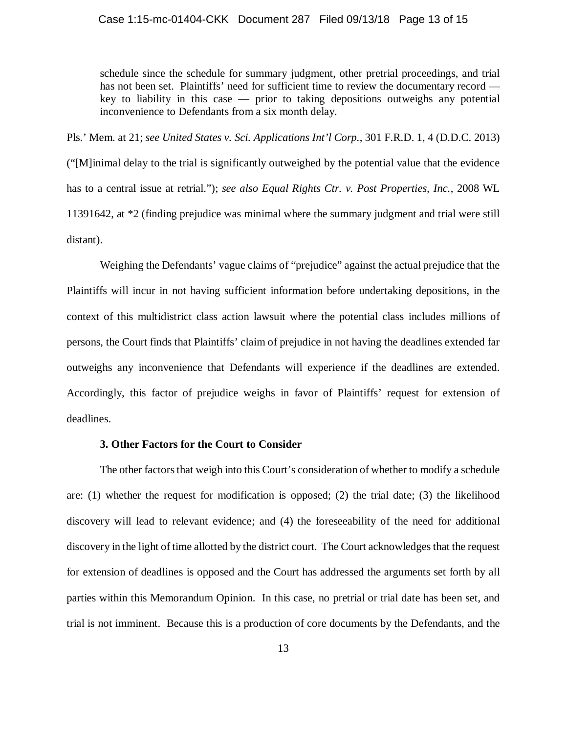> schedule since the schedule for summary judgment, other pretrial proceedings, and trial has not been set. Plaintiffs' need for sufficient time to review the documentary record — key to liability in this case — prior to taking depositions outweighs any potential inconvenience to Defendants from a six month delay.

Pls.' Mem. at 21; *see United States v. Sci. Applications Int'l Corp.*, 301 F.R.D. 1, 4 (D.D.C. 2013) ("[M]inimal delay to the trial is significantly outweighed by the potential value that the evidence has to a central issue at retrial."); *see also Equal Rights Ctr. v. Post Properties, Inc.*, 2008 WL 11391642, at *2 (finding prejudice was minimal where the summary judgment and trial were still distant).

Weighing the Defendants' vague claims of "prejudice" against the actual prejudice that the Plaintiffs will incur in not having sufficient information before undertaking depositions, in the context of this multidistrict class action lawsuit where the potential class includes millions of persons, the Court finds that Plaintiffs' claim of prejudice in not having the deadlines extended far outweighs any inconvenience that Defendants will experience if the deadlines are extended. Accordingly, this factor of prejudice weighs in favor of Plaintiffs' request for extension of deadlines.

### 3. Other Factors for the Court to Consider

The other factors that weigh into this Court's consideration of whether to modify a schedule are: (1) whether the request for modification is opposed; (2) the trial date; (3) the likelihood discovery will lead to relevant evidence; and (4) the foreseeability of the need for additional discovery in the light of time allotted by the district court. The Court acknowledges that the request for extension of deadlines is opposed and the Court has addressed the arguments set forth by all parties within this Memorandum Opinion. In this case, no pretrial or trial date has been set, and trial is not imminent. Because this is a production of core documents by the Defendants, and the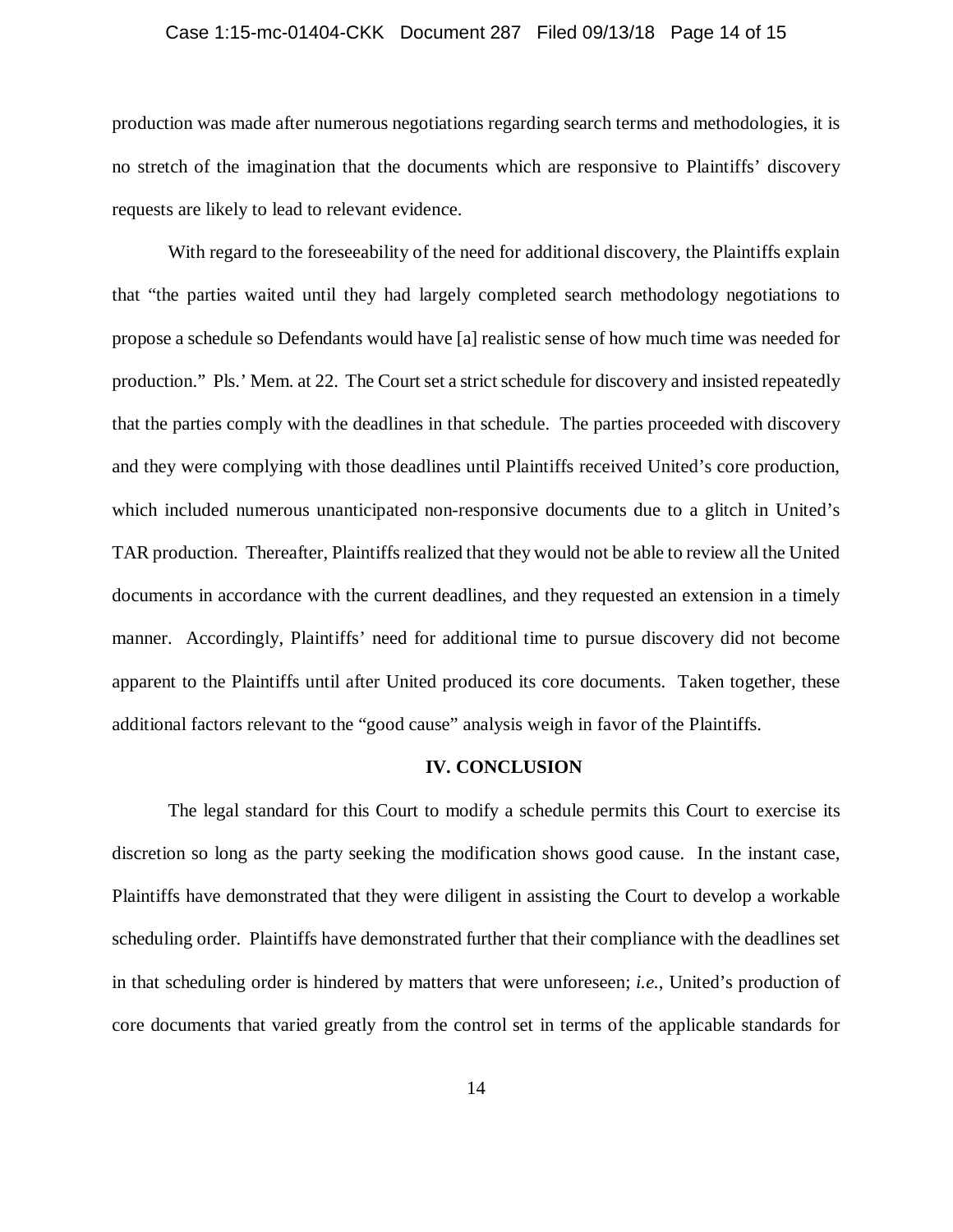production was made after numerous negotiations regarding search terms and methodologies, it is no stretch of the imagination that the documents which are responsive to Plaintiffs' discovery requests are likely to lead to relevant evidence.

With regard to the foreseeability of the need for additional discovery, the Plaintiffs explain that "the parties waited until they had largely completed search methodology negotiations to propose a schedule so Defendants would have [a] realistic sense of how much time was needed for production." Pls.' Mem. at 22. The Court set a strict schedule for discovery and insisted repeatedly that the parties comply with the deadlines in that schedule. The parties proceeded with discovery and they were complying with those deadlines until Plaintiffs received United's core production, which included numerous unanticipated non-responsive documents due to a glitch in United's TAR production. Thereafter, Plaintiffs realized that they would not be able to review all the United documents in accordance with the current deadlines, and they requested an extension in a timely manner. Accordingly, Plaintiffs' need for additional time to pursue discovery did not become apparent to the Plaintiffs until after United produced its core documents. Taken together, these additional factors relevant to the "good cause" analysis weigh in favor of the Plaintiffs.

## IV. CONCLUSION

The legal standard for this Court to modify a schedule permits this Court to exercise its discretion so long as the party seeking the modification shows good cause. In the instant case, Plaintiffs have demonstrated that they were diligent in assisting the Court to develop a workable scheduling order. Plaintiffs have demonstrated further that their compliance with the deadlines set in that scheduling order is hindered by matters that were unforeseen; *i.e.*, United's production of core documents that varied greatly from the control set in terms of the applicable standards for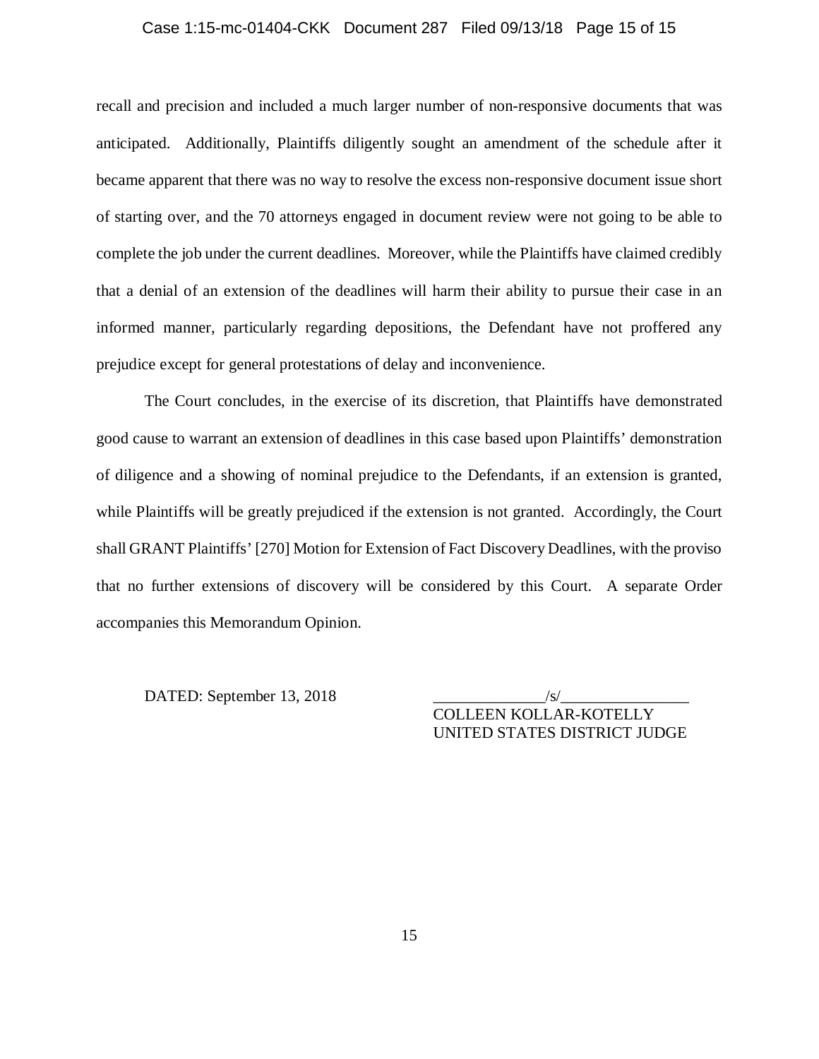recall and precision and included a much larger number of non-responsive documents that was anticipated. Additionally, Plaintiffs diligently sought an amendment of the schedule after it became apparent that there was no way to resolve the excess non-responsive document issue short of starting over, and the 70 attorneys engaged in document review were not going to be able to complete the job under the current deadlines. Moreover, while the Plaintiffs have claimed credibly that a denial of an extension of the deadlines will harm their ability to pursue their case in an informed manner, particularly regarding depositions, the Defendant have not proffered any prejudice except for general protestations of delay and inconvenience.

The Court concludes, in the exercise of its discretion, that Plaintiffs have demonstrated good cause to warrant an extension of deadlines in this case based upon Plaintiffs' demonstration of diligence and a showing of nominal prejudice to the Defendants, if an extension is granted, while Plaintiffs will be greatly prejudiced if the extension is not granted. Accordingly, the Court shall GRANT Plaintiffs' [270] Motion for Extension of Fact Discovery Deadlines, with the proviso that no further extensions of discovery will be considered by this Court. A separate Order accompanies this Memorandum Opinion.

DATED: September 13, 2018

/s/
COLLEEN KOLLAR-KOTELLY
UNITED STATES DISTRICT JUDGE